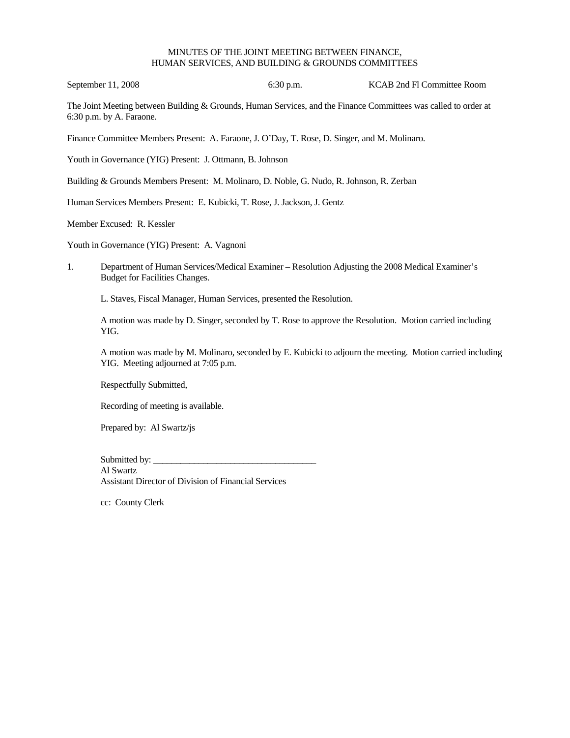# MINUTES OF THE JOINT MEETING BETWEEN FINANCE, HUMAN SERVICES, AND BUILDING & GROUNDS COMMITTEES

September 11, 2008 6:30 p.m. KCAB 2nd Fl Committee Room

The Joint Meeting between Building & Grounds, Human Services, and the Finance Committees was called to order at 6:30 p.m. by A. Faraone.

Finance Committee Members Present: A. Faraone, J. O'Day, T. Rose, D. Singer, and M. Molinaro.

Youth in Governance (YIG) Present: J. Ottmann, B. Johnson

Building & Grounds Members Present: M. Molinaro, D. Noble, G. Nudo, R. Johnson, R. Zerban

Human Services Members Present: E. Kubicki, T. Rose, J. Jackson, J. Gentz

Member Excused: R. Kessler

Youth in Governance (YIG) Present: A. Vagnoni

1. Department of Human Services/Medical Examiner – Resolution Adjusting the 2008 Medical Examiner's Budget for Facilities Changes.

   L. Staves, Fiscal Manager, Human Services, presented the Resolution.

   A motion was made by D. Singer, seconded by T. Rose to approve the Resolution. Motion carried including YIG.

   A motion was made by M. Molinaro, seconded by E. Kubicki to adjourn the meeting. Motion carried including YIG. Meeting adjourned at 7:05 p.m.

   Respectfully Submitted,

   Recording of meeting is available.

   Prepared by: Al Swartz/js

   Submitted by: ___________________________________
   Al Swartz
   Assistant Director of Division of Financial Services

   cc: County Clerk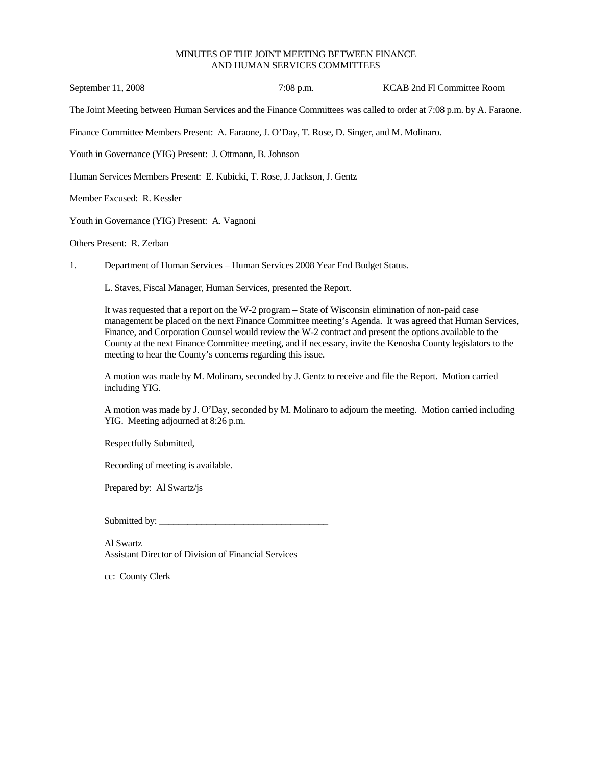# MINUTES OF THE JOINT MEETING BETWEEN FINANCE AND HUMAN SERVICES COMMITTEES

September 11, 2008 7:08 p.m. KCAB 2nd Fl Committee Room

The Joint Meeting between Human Services and the Finance Committees was called to order at 7:08 p.m. by A. Faraone.

Finance Committee Members Present: A. Faraone, J. O'Day, T. Rose, D. Singer, and M. Molinaro.

Youth in Governance (YIG) Present: J. Ottmann, B. Johnson

Human Services Members Present: E. Kubicki, T. Rose, J. Jackson, J. Gentz

Member Excused: R. Kessler

Youth in Governance (YIG) Present: A. Vagnoni

Others Present: R. Zerban

1. Department of Human Services – Human Services 2008 Year End Budget Status.

   L. Staves, Fiscal Manager, Human Services, presented the Report.

   It was requested that a report on the W-2 program – State of Wisconsin elimination of non-paid case management be placed on the next Finance Committee meeting's Agenda. It was agreed that Human Services, Finance, and Corporation Counsel would review the W-2 contract and present the options available to the County at the next Finance Committee meeting, and if necessary, invite the Kenosha County legislators to the meeting to hear the County's concerns regarding this issue.

   A motion was made by M. Molinaro, seconded by J. Gentz to receive and file the Report. Motion carried including YIG.

   A motion was made by J. O'Day, seconded by M. Molinaro to adjourn the meeting. Motion carried including YIG. Meeting adjourned at 8:26 p.m.

   Respectfully Submitted,

   Recording of meeting is available.

   Prepared by: Al Swartz/js

   Submitted by: ____________________________________

   Al Swartz
   Assistant Director of Division of Financial Services

   cc: County Clerk